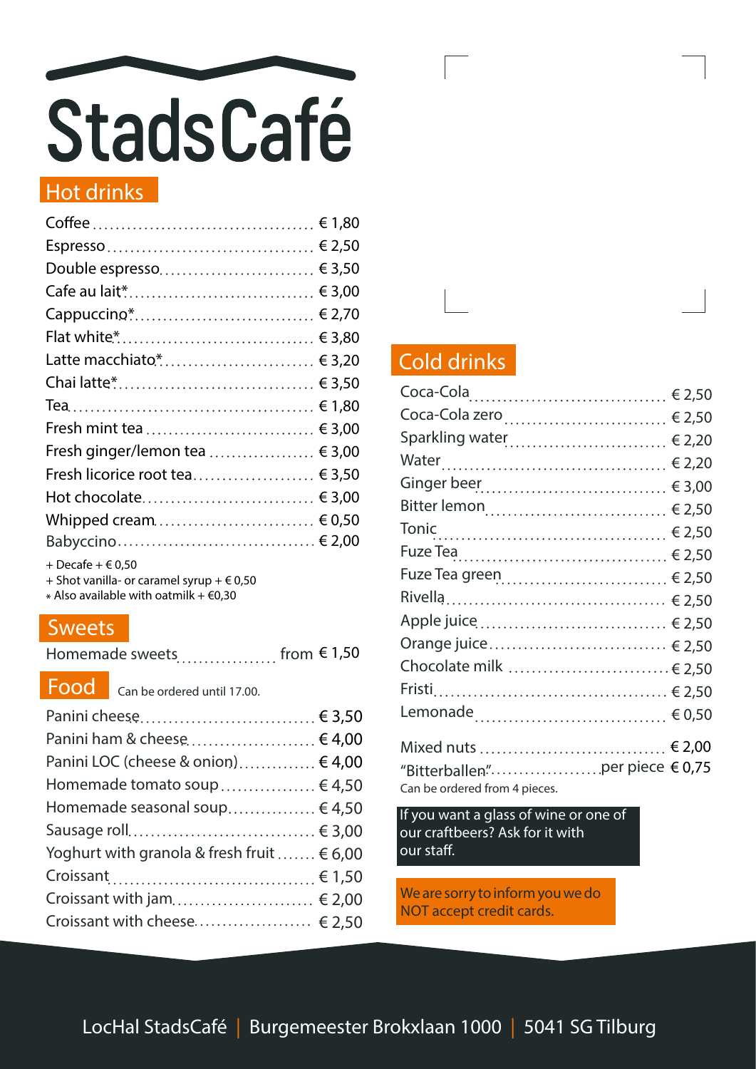# StadsCafé

## Hot drinks

| Item | Price |
|---|---|
| Coffee | € 1,80 |
| Espresso | € 2,50 |
| Double espresso | € 3,50 |
| Cafe au lait* | € 3,00 |
| Cappuccino* | € 2,70 |
| Flat white* | € 3,80 |
| Latte macchiato* | € 3,20 |
| Chai latte* | € 3,50 |
| Tea | € 1,80 |
| Fresh mint tea | € 3,00 |
| Fresh ginger/lemon tea | € 3,00 |
| Fresh licorice root tea | € 3,50 |
| Hot chocolate | € 3,00 |
| Whipped cream | € 0,50 |
| Babyccino | € 2,00 |

+ Decafe + € 0,50
+ Shot vanilla- or caramel syrup + € 0,50
* Also available with oatmilk + €0,30

## Sweets

| Item | Price |
|---|---|
| Homemade sweets | from € 1,50 |

## Food

Can be ordered until 17.00.

| Item | Price |
|---|---|
| Panini cheese | € 3,50 |
| Panini ham & cheese | € 4,00 |
| Panini LOC (cheese & onion) | € 4,00 |
| Homemade tomato soup | € 4,50 |
| Homemade seasonal soup | € 4,50 |
| Sausage roll | € 3,00 |
| Yoghurt with granola & fresh fruit | € 6,00 |
| Croissant | € 1,50 |
| Croissant with jam | € 2,00 |
| Croissant with cheese | € 2,50 |

## Cold drinks

| Item | Price |
|---|---|
| Coca-Cola | € 2,50 |
| Coca-Cola zero | € 2,50 |
| Sparkling water | € 2,20 |
| Water | € 2,20 |
| Ginger beer | € 3,00 |
| Bitter lemon | € 2,50 |
| Tonic | € 2,50 |
| Fuze Tea | € 2,50 |
| Fuze Tea green | € 2,50 |
| Rivella | € 2,50 |
| Apple juice | € 2,50 |
| Orange juice | € 2,50 |
| Chocolate milk | € 2,50 |
| Fristi | € 2,50 |
| Lemonade | € 0,50 |

| Item | Price |
|---|---|
| Mixed nuts | € 2,00 |
| "Bitterballen" | per piece € 0,75 |

Can be ordered from 4 pieces.

If you want a glass of wine or one of our craftbeers? Ask for it with our staff.

We are sorry to inform you we do NOT accept credit cards.

LocHal StadsCafé | Burgemeester Brokxlaan 1000 | 5041 SG Tilburg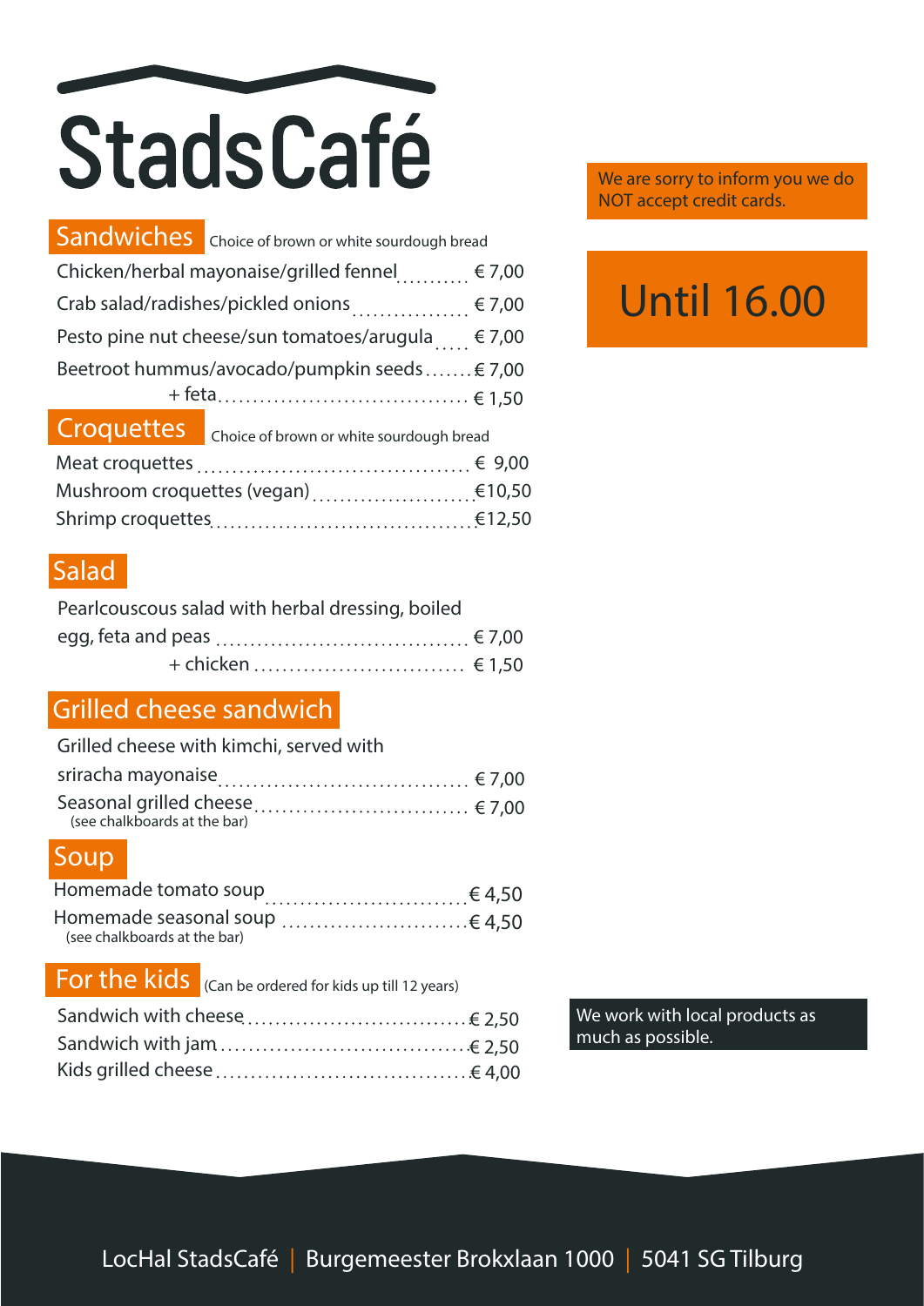# StadsCafé

We are sorry to inform you we do NOT accept credit cards.

**Until 16.00**

## Sandwiches

Choice of brown or white sourdough bread

| | |
|---|---|
| Chicken/herbal mayonaise/grilled fennel | € 7,00 |
| Crab salad/radishes/pickled onions | € 7,00 |
| Pesto pine nut cheese/sun tomatoes/arugula | € 7,00 |
| Beetroot hummus/avocado/pumpkin seeds | € 7,00 |
| + feta | € 1,50 |

## Croquettes

Choice of brown or white sourdough bread

| | |
|---|---|
| Meat croquettes | € 9,00 |
| Mushroom croquettes (vegan) | €10,50 |
| Shrimp croquettes | €12,50 |

## Salad

| | |
|---|---|
| Pearlcouscous salad with herbal dressing, boiled egg, feta and peas | € 7,00 |
| + chicken | € 1,50 |

## Grilled cheese sandwich

| | |
|---|---|
| Grilled cheese with kimchi, served with sriracha mayonaise | € 7,00 |
| Seasonal grilled cheese (see chalkboards at the bar) | € 7,00 |

## Soup

| | |
|---|---|
| Homemade tomato soup | € 4,50 |
| Homemade seasonal soup (see chalkboards at the bar) | € 4,50 |

## For the kids

(Can be ordered for kids up till 12 years)

| | |
|---|---|
| Sandwich with cheese | € 2,50 |
| Sandwich with jam | € 2,50 |
| Kids grilled cheese | € 4,00 |

We work with local products as much as possible.

LocHal StadsCafé | Burgemeester Brokxlaan 1000 | 5041 SG Tilburg